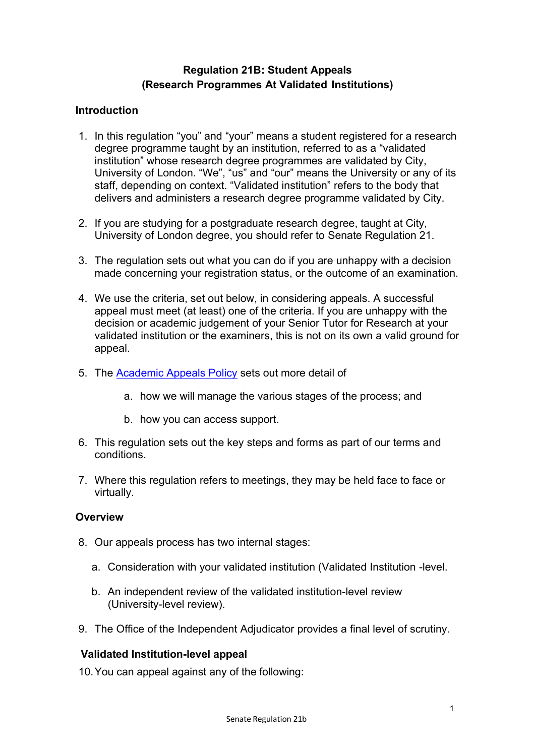**Regulation 21B: Student Appeals (Research Programmes At Validated Institutions)**

## Introduction

1. In this regulation "you" and "your" means a student registered for a research degree programme taught by an institution, referred to as a "validated institution" whose research degree programmes are validated by City, University of London. "We", "us" and "our" means the University or any of its staff, depending on context. "Validated institution" refers to the body that delivers and administers a research degree programme validated by City.

2. If you are studying for a postgraduate research degree, taught at City, University of London degree, you should refer to Senate Regulation 21.

3. The regulation sets out what you can do if you are unhappy with a decision made concerning your registration status, or the outcome of an examination.

4. We use the criteria, set out below, in considering appeals. A successful appeal must meet (at least) one of the criteria. If you are unhappy with the decision or academic judgement of your Senior Tutor for Research at your validated institution or the examiners, this is not on its own a valid ground for appeal.

5. The Academic Appeals Policy sets out more detail of
   a. how we will manage the various stages of the process; and
   b. how you can access support.

6. This regulation sets out the key steps and forms as part of our terms and conditions.

7. Where this regulation refers to meetings, they may be held face to face or virtually.

## Overview

8. Our appeals process has two internal stages:
   a. Consideration with your validated institution (Validated Institution -level.
   b. An independent review of the validated institution-level review (University-level review).

9. The Office of the Independent Adjudicator provides a final level of scrutiny.

## Validated Institution-level appeal

10. You can appeal against any of the following: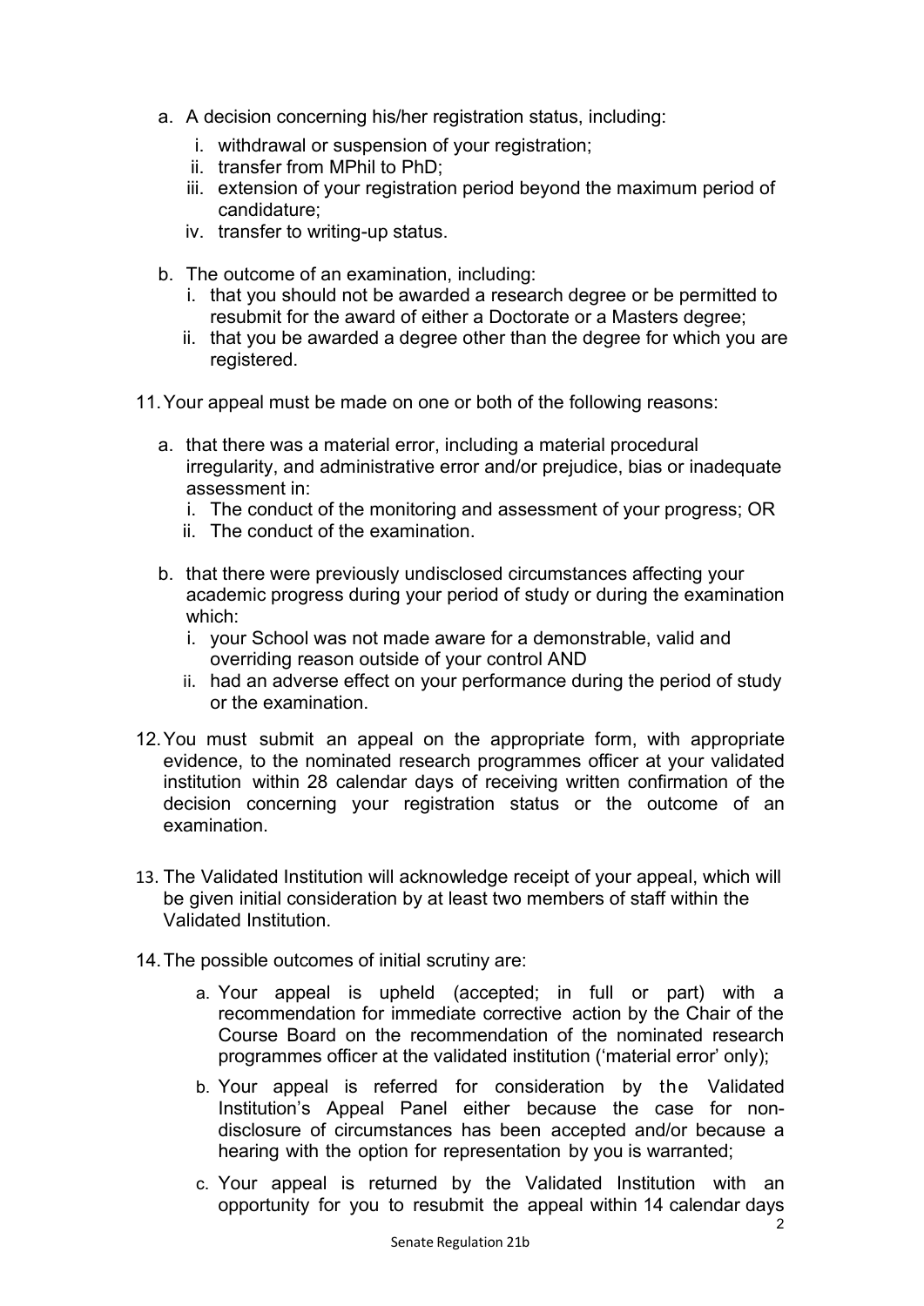a. A decision concerning his/her registration status, including:
   i. withdrawal or suspension of your registration;
   ii. transfer from MPhil to PhD;
   iii. extension of your registration period beyond the maximum period of candidature;
   iv. transfer to writing-up status.

b. The outcome of an examination, including:
   i. that you should not be awarded a research degree or be permitted to resubmit for the award of either a Doctorate or a Masters degree;
   ii. that you be awarded a degree other than the degree for which you are registered.

11. Your appeal must be made on one or both of the following reasons:

    a. that there was a material error, including a material procedural irregularity, and administrative error and/or prejudice, bias or inadequate assessment in:
       i. The conduct of the monitoring and assessment of your progress; OR
       ii. The conduct of the examination.

    b. that there were previously undisclosed circumstances affecting your academic progress during your period of study or during the examination which:
       i. your School was not made aware for a demonstrable, valid and overriding reason outside of your control AND
       ii. had an adverse effect on your performance during the period of study or the examination.

12. You must submit an appeal on the appropriate form, with appropriate evidence, to the nominated research programmes officer at your validated institution within 28 calendar days of receiving written confirmation of the decision concerning your registration status or the outcome of an examination.

13. The Validated Institution will acknowledge receipt of your appeal, which will be given initial consideration by at least two members of staff within the Validated Institution.

14. The possible outcomes of initial scrutiny are:

    a. Your appeal is upheld (accepted; in full or part) with a recommendation for immediate corrective action by the Chair of the Course Board on the recommendation of the nominated research programmes officer at the validated institution ('material error' only);

    b. Your appeal is referred for consideration by the Validated Institution's Appeal Panel either because the case for non-disclosure of circumstances has been accepted and/or because a hearing with the option for representation by you is warranted;

    c. Your appeal is returned by the Validated Institution with an opportunity for you to resubmit the appeal within 14 calendar days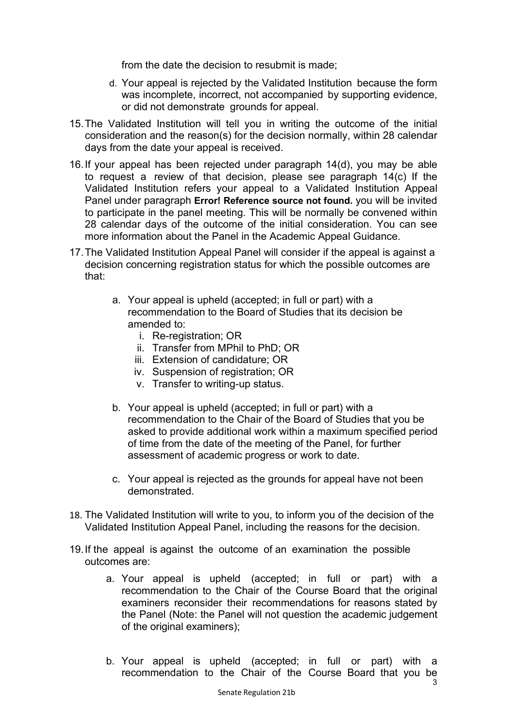from the date the decision to resubmit is made;

d. Your appeal is rejected by the Validated Institution because the form was incomplete, incorrect, not accompanied by supporting evidence, or did not demonstrate grounds for appeal.

15. The Validated Institution will tell you in writing the outcome of the initial consideration and the reason(s) for the decision normally, within 28 calendar days from the date your appeal is received.

16. If your appeal has been rejected under paragraph 14(d), you may be able to request a review of that decision, please see paragraph 14(c) If the Validated Institution refers your appeal to a Validated Institution Appeal Panel under paragraph **Error! Reference source not found.** you will be invited to participate in the panel meeting. This will be normally be convened within 28 calendar days of the outcome of the initial consideration. You can see more information about the Panel in the Academic Appeal Guidance.

17. The Validated Institution Appeal Panel will consider if the appeal is against a decision concerning registration status for which the possible outcomes are that:

    a. Your appeal is upheld (accepted; in full or part) with a recommendation to the Board of Studies that its decision be amended to:
        i. Re-registration; OR
        ii. Transfer from MPhil to PhD; OR
        iii. Extension of candidature; OR
        iv. Suspension of registration; OR
        v. Transfer to writing-up status.

    b. Your appeal is upheld (accepted; in full or part) with a recommendation to the Chair of the Board of Studies that you be asked to provide additional work within a maximum specified period of time from the date of the meeting of the Panel, for further assessment of academic progress or work to date.

    c. Your appeal is rejected as the grounds for appeal have not been demonstrated.

18. The Validated Institution will write to you, to inform you of the decision of the Validated Institution Appeal Panel, including the reasons for the decision.

19. If the appeal is against the outcome of an examination the possible outcomes are:

    a. Your appeal is upheld (accepted; in full or part) with a recommendation to the Chair of the Course Board that the original examiners reconsider their recommendations for reasons stated by the Panel (Note: the Panel will not question the academic judgement of the original examiners);

    b. Your appeal is upheld (accepted; in full or part) with a recommendation to the Chair of the Course Board that you be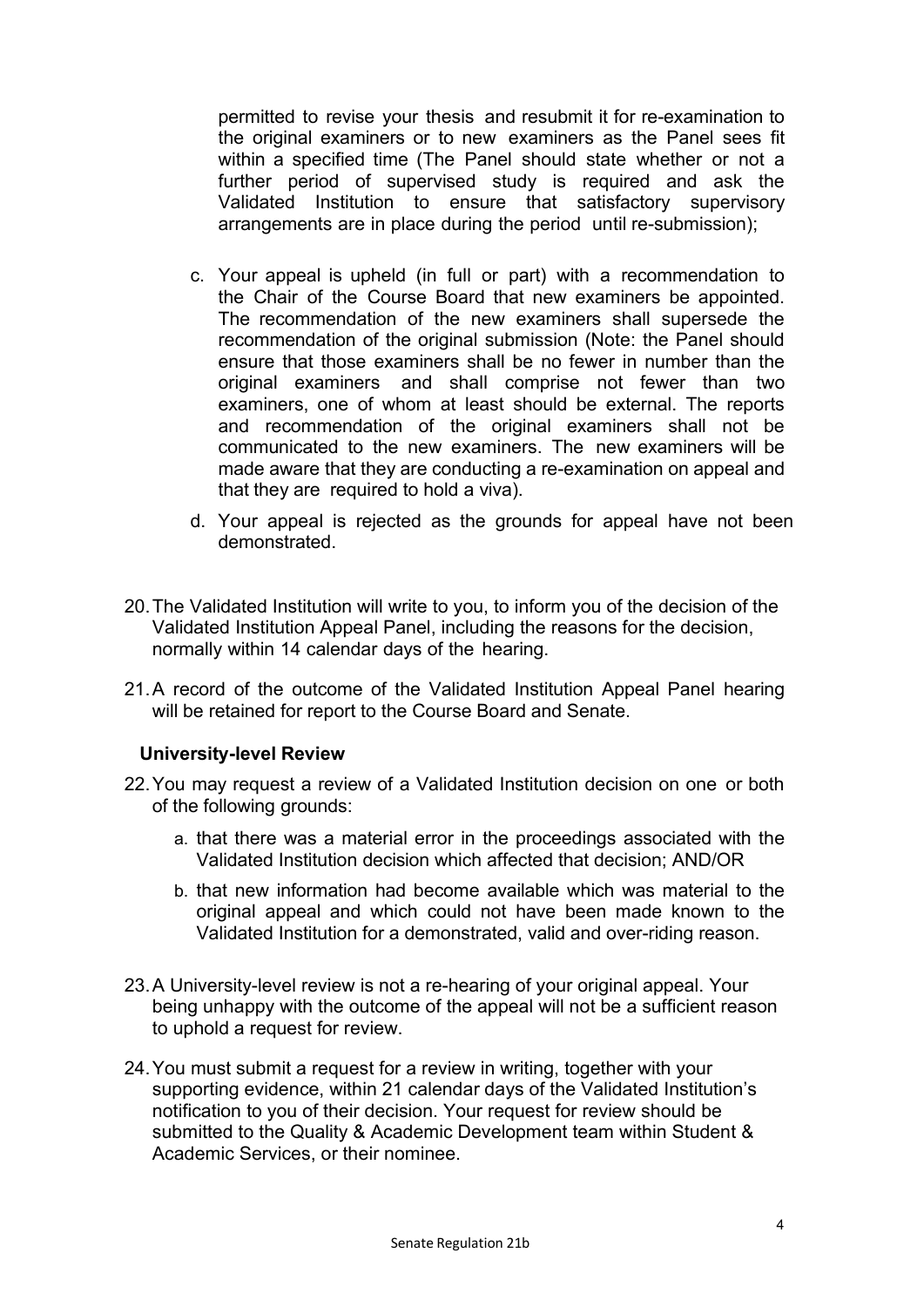permitted to revise your thesis and resubmit it for re-examination to the original examiners or to new examiners as the Panel sees fit within a specified time (The Panel should state whether or not a further period of supervised study is required and ask the Validated Institution to ensure that satisfactory supervisory arrangements are in place during the period until re-submission);

c. Your appeal is upheld (in full or part) with a recommendation to the Chair of the Course Board that new examiners be appointed. The recommendation of the new examiners shall supersede the recommendation of the original submission (Note: the Panel should ensure that those examiners shall be no fewer in number than the original examiners and shall comprise not fewer than two examiners, one of whom at least should be external. The reports and recommendation of the original examiners shall not be communicated to the new examiners. The new examiners will be made aware that they are conducting a re-examination on appeal and that they are required to hold a viva).

d. Your appeal is rejected as the grounds for appeal have not been demonstrated.

20. The Validated Institution will write to you, to inform you of the decision of the Validated Institution Appeal Panel, including the reasons for the decision, normally within 14 calendar days of the hearing.

21. A record of the outcome of the Validated Institution Appeal Panel hearing will be retained for report to the Course Board and Senate.

**University-level Review**

22. You may request a review of a Validated Institution decision on one or both of the following grounds:

    a. that there was a material error in the proceedings associated with the Validated Institution decision which affected that decision; AND/OR

    b. that new information had become available which was material to the original appeal and which could not have been made known to the Validated Institution for a demonstrated, valid and over-riding reason.

23. A University-level review is not a re-hearing of your original appeal. Your being unhappy with the outcome of the appeal will not be a sufficient reason to uphold a request for review.

24. You must submit a request for a review in writing, together with your supporting evidence, within 21 calendar days of the Validated Institution's notification to you of their decision. Your request for review should be submitted to the Quality & Academic Development team within Student & Academic Services, or their nominee.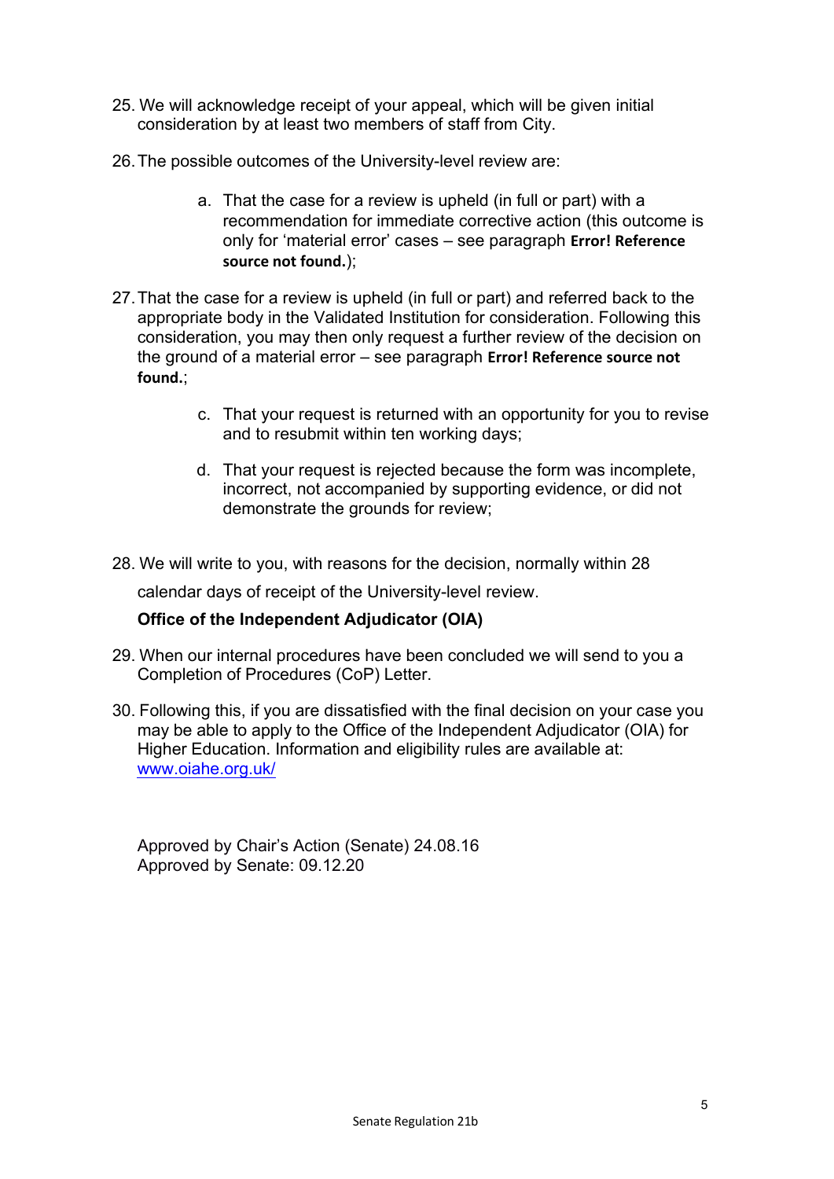25. We will acknowledge receipt of your appeal, which will be given initial consideration by at least two members of staff from City.

26. The possible outcomes of the University-level review are:

    a. That the case for a review is upheld (in full or part) with a recommendation for immediate corrective action (this outcome is only for 'material error' cases – see paragraph **Error! Reference source not found.**);

27. That the case for a review is upheld (in full or part) and referred back to the appropriate body in the Validated Institution for consideration. Following this consideration, you may then only request a further review of the decision on the ground of a material error – see paragraph **Error! Reference source not found.**;

    c. That your request is returned with an opportunity for you to revise and to resubmit within ten working days;

    d. That your request is rejected because the form was incomplete, incorrect, not accompanied by supporting evidence, or did not demonstrate the grounds for review;

28. We will write to you, with reasons for the decision, normally within 28 calendar days of receipt of the University-level review.

**Office of the Independent Adjudicator (OIA)**

29. When our internal procedures have been concluded we will send to you a Completion of Procedures (CoP) Letter.

30. Following this, if you are dissatisfied with the final decision on your case you may be able to apply to the Office of the Independent Adjudicator (OIA) for Higher Education. Information and eligibility rules are available at: www.oiahe.org.uk/

Approved by Chair's Action (Senate) 24.08.16
Approved by Senate: 09.12.20